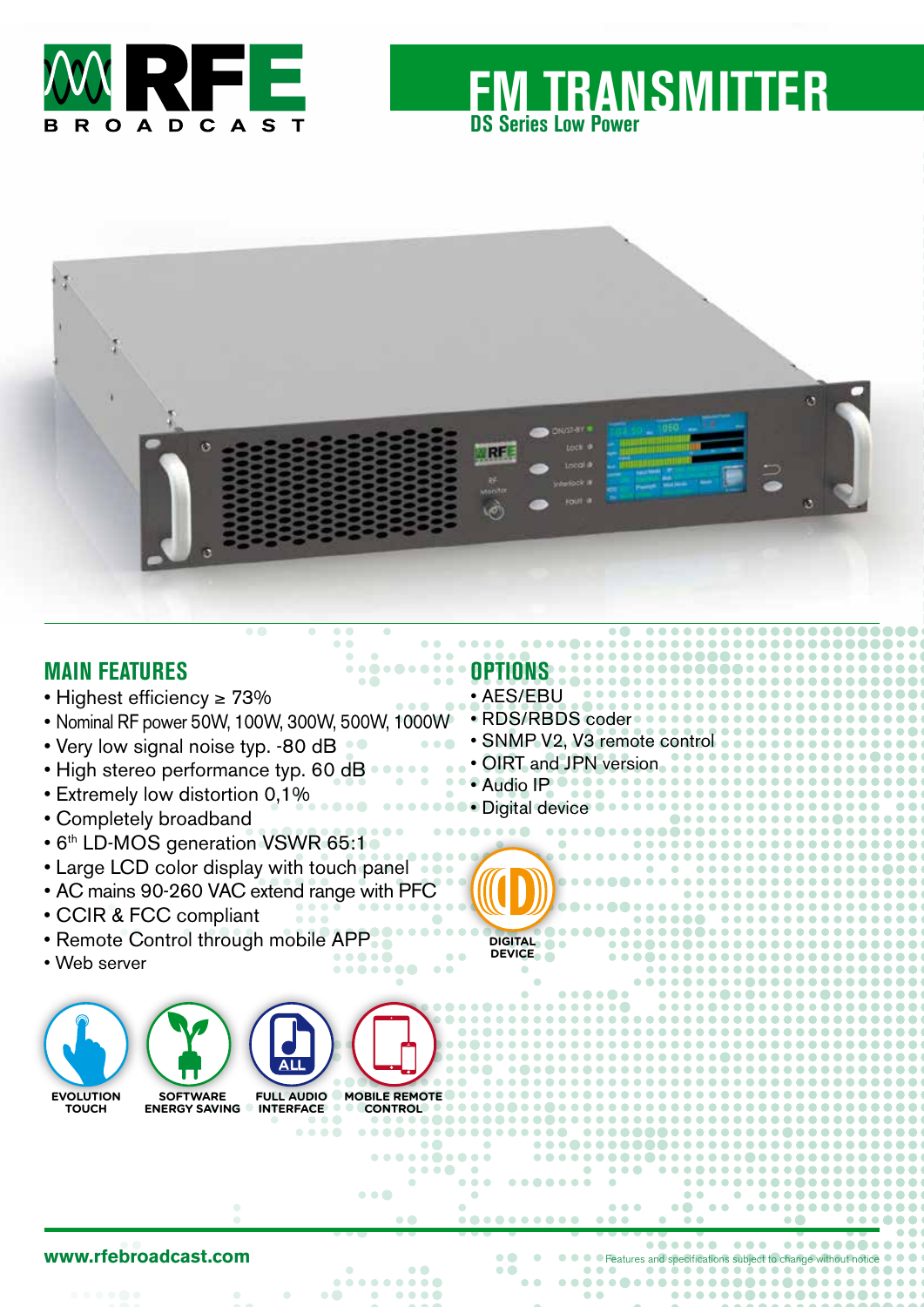RFE BROADCAST

# FM TRANSMITTER

## DS Series Low Power

## MAIN FEATURES

- Highest efficiency ≥ 73%
- Nominal RF power 50W, 100W, 300W, 500W, 1000W
- Very low signal noise typ. -80 dB
- High stereo performance typ. 60 dB
- Extremely low distortion 0,1%
- Completely broadband
- 6th LD-MOS generation VSWR 65:1
- Large LCD color display with touch panel
- AC mains 90-260 VAC extend range with PFC
- CCIR & FCC compliant
- Remote Control through mobile APP
- Web server

EVOLUTION TOUCH

SOFTWARE ENERGY SAVING

FULL AUDIO INTERFACE

MOBILE REMOTE CONTROL

## OPTIONS

- AES/EBU
- RDS/RBDS coder
- SNMP V2, V3 remote control
- OIRT and JPN version
- Audio IP
- Digital device

DIGITAL DEVICE

www.rfebroadcast.com

Features and specifications subject to change without notice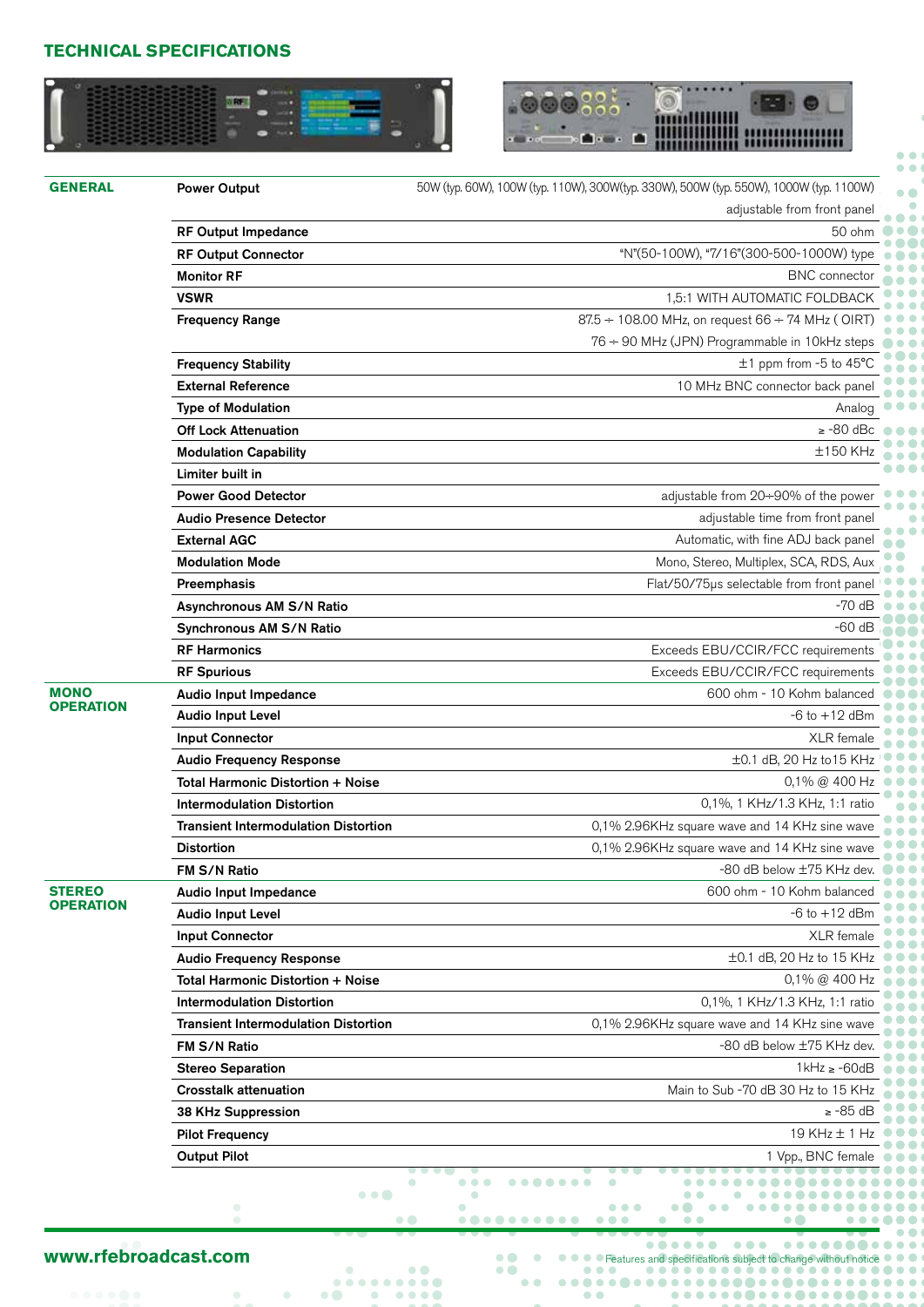## TECHNICAL SPECIFICATIONS

| | | |
|---|---|---|
| **GENERAL** | **Power Output** | 50W (typ. 60W), 100W (typ. 110W), 300W(typ. 330W), 500W (typ. 550W), 1000W (typ. 1100W) adjustable from front panel |
| | **RF Output Impedance** | 50 ohm |
| | **RF Output Connector** | "N"(50-100W), "7/16"(300-500-1000W) type |
| | **Monitor RF** | BNC connector |
| | **VSWR** | 1,5:1 WITH AUTOMATIC FOLDBACK |
| | **Frequency Range** | 87.5 ÷ 108.00 MHz, on request 66 ÷ 74 MHz ( OIRT) 76 ÷ 90 MHz (JPN) Programmable in 10kHz steps |
| | **Frequency Stability** | ±1 ppm from -5 to 45°C |
| | **External Reference** | 10 MHz BNC connector back panel |
| | **Type of Modulation** | Analog |
| | **Off Lock Attenuation** | ≥ -80 dBc |
| | **Modulation Capability** | ±150 KHz |
| | **Limiter built in** | |
| | **Power Good Detector** | adjustable from 20÷90% of the power |
| | **Audio Presence Detector** | adjustable time from front panel |
| | **External AGC** | Automatic, with fine ADJ back panel |
| | **Modulation Mode** | Mono, Stereo, Multiplex, SCA, RDS, Aux |
| | **Preemphasis** | Flat/50/75µs selectable from front panel |
| | **Asynchronous AM S/N Ratio** | -70 dB |
| | **Synchronous AM S/N Ratio** | -60 dB |
| | **RF Harmonics** | Exceeds EBU/CCIR/FCC requirements |
| | **RF Spurious** | Exceeds EBU/CCIR/FCC requirements |
| **MONO OPERATION** | **Audio Input Impedance** | 600 ohm - 10 Kohm balanced |
| | **Audio Input Level** | -6 to +12 dBm |
| | **Input Connector** | XLR female |
| | **Audio Frequency Response** | ±0.1 dB, 20 Hz to15 KHz |
| | **Total Harmonic Distortion + Noise** | 0,1% @ 400 Hz |
| | **Intermodulation Distortion** | 0,1%, 1 KHz/1.3 KHz, 1:1 ratio |
| | **Transient Intermodulation Distortion** | 0,1% 2.96KHz square wave and 14 KHz sine wave |
| | **Distortion** | 0,1% 2.96KHz square wave and 14 KHz sine wave |
| | **FM S/N Ratio** | -80 dB below ±75 KHz dev. |
| **STEREO OPERATION** | **Audio Input Impedance** | 600 ohm - 10 Kohm balanced |
| | **Audio Input Level** | -6 to +12 dBm |
| | **Input Connector** | XLR female |
| | **Audio Frequency Response** | ±0.1 dB, 20 Hz to 15 KHz |
| | **Total Harmonic Distortion + Noise** | 0,1% @ 400 Hz |
| | **Intermodulation Distortion** | 0,1%, 1 KHz/1.3 KHz, 1:1 ratio |
| | **Transient Intermodulation Distortion** | 0,1% 2.96KHz square wave and 14 KHz sine wave |
| | **FM S/N Ratio** | -80 dB below ±75 KHz dev. |
| | **Stereo Separation** | 1kHz ≥ -60dB |
| | **Crosstalk attenuation** | Main to Sub -70 dB 30 Hz to 15 KHz |
| | **38 KHz Suppression** | ≥ -85 dB |
| | **Pilot Frequency** | 19 KHz ± 1 Hz |
| | **Output Pilot** | 1 Vpp., BNC female |

**www.rfebroadcast.com**

Features and specifications subject to change without notice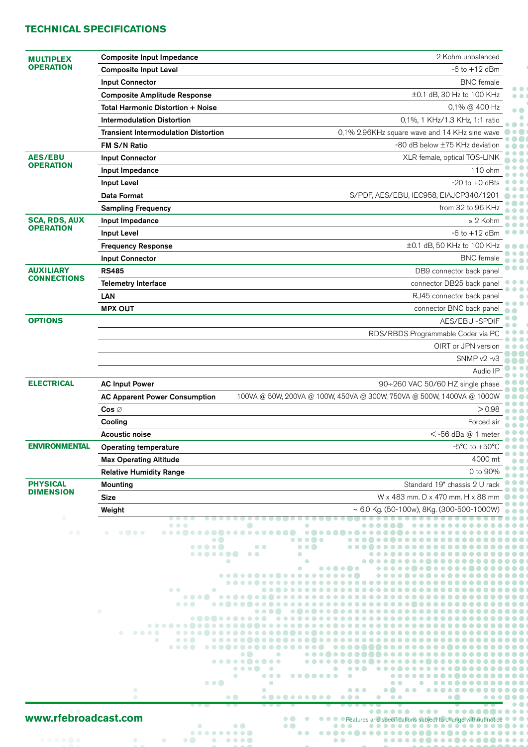## TECHNICAL SPECIFICATIONS

| | | |
|---|---|---|
| **MULTIPLEX OPERATION** | **Composite Input Impedance** | 2 Kohm unbalanced |
| | **Composite Input Level** | -6 to +12 dBm |
| | **Input Connector** | BNC female |
| | **Composite Amplitude Response** | ±0.1 dB, 30 Hz to 100 KHz |
| | **Total Harmonic Distortion + Noise** | 0,1% @ 400 Hz |
| | **Intermodulation Distortion** | 0,1%, 1 KHz/1.3 KHz, 1:1 ratio |
| | **Transient Intermodulation Distortion** | 0,1% 2.96KHz square wave and 14 KHz sine wave |
| | **FM S/N Ratio** | -80 dB below ±75 KHz deviation |
| **AES/EBU OPERATION** | **Input Connector** | XLR female, optical TOS-LINK |
| | **Input Impedance** | 110 ohm |
| | **Input Level** | -20 to +0 dBfs |
| | **Data Format** | S/PDF, AES/EBU, IEC958, EIAJCP340/1201 |
| | **Sampling Frequency** | from 32 to 96 KHz |
| **SCA, RDS, AUX OPERATION** | **Input Impedance** | ≥ 2 Kohm |
| | **Input Level** | -6 to +12 dBm |
| | **Frequency Response** | ±0.1 dB, 50 KHz to 100 KHz |
| | **Input Connector** | BNC female |
| **AUXILIARY CONNECTIONS** | **RS485** | DB9 connector back panel |
| | **Telemetry Interface** | connector DB25 back panel |
| | **LAN** | RJ45 connector back panel |
| | **MPX OUT** | connector BNC back panel |
| **OPTIONS** | | AES/EBU -SPDIF |
| | | RDS/RBDS Programmable Coder via PC |
| | | OIRT or JPN version |
| | | SNMP v2 -v3 |
| | | Audio IP |
| **ELECTRICAL** | **AC Input Power** | 90÷260 VAC 50/60 HZ single phase |
| | **AC Apparent Power Consumption** | 100VA @ 50W, 200VA @ 100W, 450VA @ 300W, 750VA @ 500W, 1400VA @ 1000W |
| | **Cos ∅** | > 0.98 |
| | **Cooling** | Forced air |
| | **Acoustic noise** | < -56 dBa @ 1 meter |
| **ENVIRONMENTAL** | **Operating temperature** | -5°C to +50°C |
| | **Max Operating Altitude** | 4000 mt |
| | **Relative Humidity Range** | 0 to 90% |
| **PHYSICAL DIMENSION** | **Mounting** | Standard 19" chassis 2 U rack |
| | **Size** | W x 483 mm. D x 470 mm. H x 88 mm |
| | **Weight** | ~ 6,0 Kg. (50-100w), 8Kg. (300-500-1000W) |

**www.rfebroadcast.com**

Features and specifications subject to change without notice